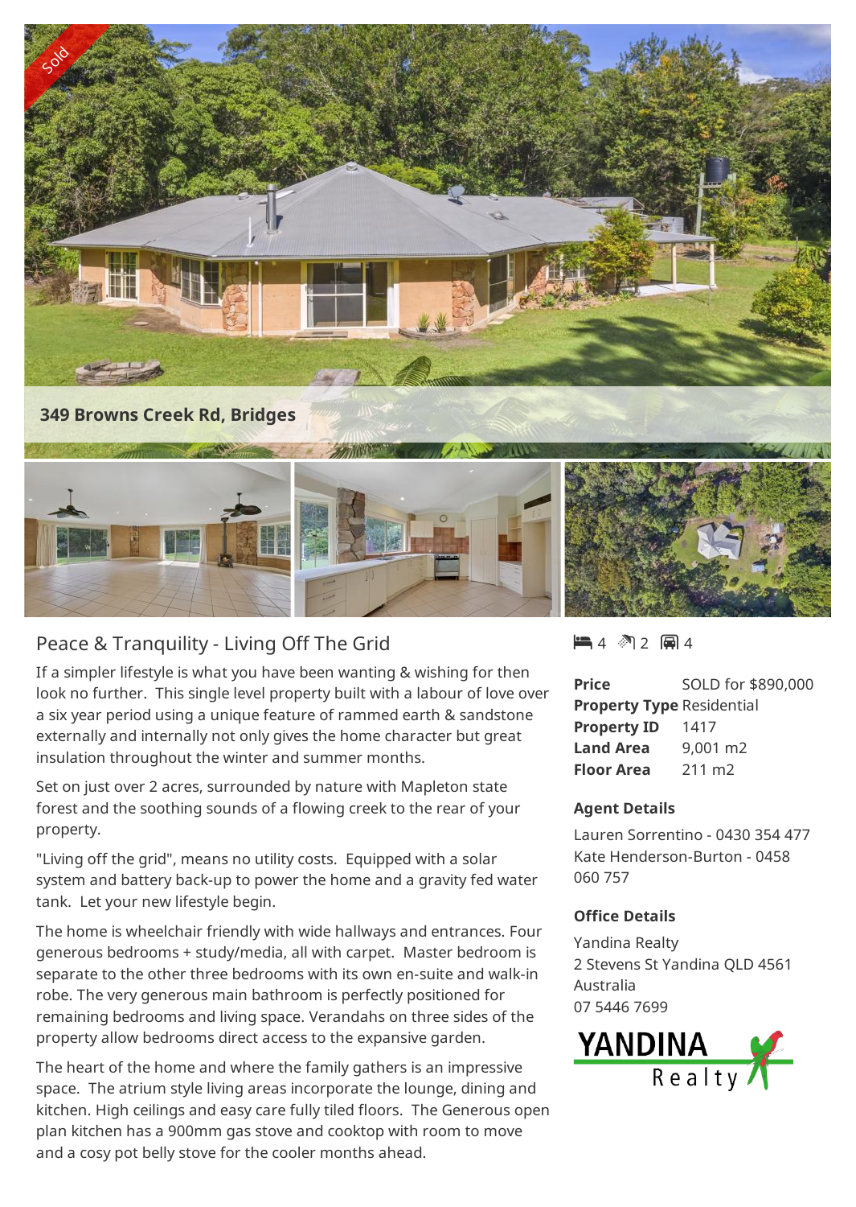Sold

**349 Browns Creek Rd, Bridges**

## Peace & Tranquility - Living Off The Grid

4 2 4

| | |
|---|---|
| **Price** | SOLD for $890,000 |
| **Property Type** | Residential |
| **Property ID** | 1417 |
| **Land Area** | 9,001 m2 |
| **Floor Area** | 211 m2 |

If a simpler lifestyle is what you have been wanting & wishing for then look no further. This single level property built with a labour of love over a six year period using a unique feature of rammed earth & sandstone externally and internally not only gives the home character but great insulation throughout the winter and summer months.

Set on just over 2 acres, surrounded by nature with Mapleton state forest and the soothing sounds of a flowing creek to the rear of your property.

"Living off the grid", means no utility costs. Equipped with a solar system and battery back-up to power the home and a gravity fed water tank. Let your new lifestyle begin.

The home is wheelchair friendly with wide hallways and entrances. Four generous bedrooms + study/media, all with carpet. Master bedroom is separate to the other three bedrooms with its own en-suite and walk-in robe. The very generous main bathroom is perfectly positioned for remaining bedrooms and living space. Verandahs on three sides of the property allow bedrooms direct access to the expansive garden.

The heart of the home and where the family gathers is an impressive space. The atrium style living areas incorporate the lounge, dining and kitchen. High ceilings and easy care fully tiled floors. The Generous open plan kitchen has a 900mm gas stove and cooktop with room to move and a cosy pot belly stove for the cooler months ahead.

### Agent Details

Lauren Sorrentino - 0430 354 477
Kate Henderson-Burton - 0458 060 757

### Office Details

Yandina Realty
2 Stevens St Yandina QLD 4561 Australia
07 5446 7699

YANDINA Realty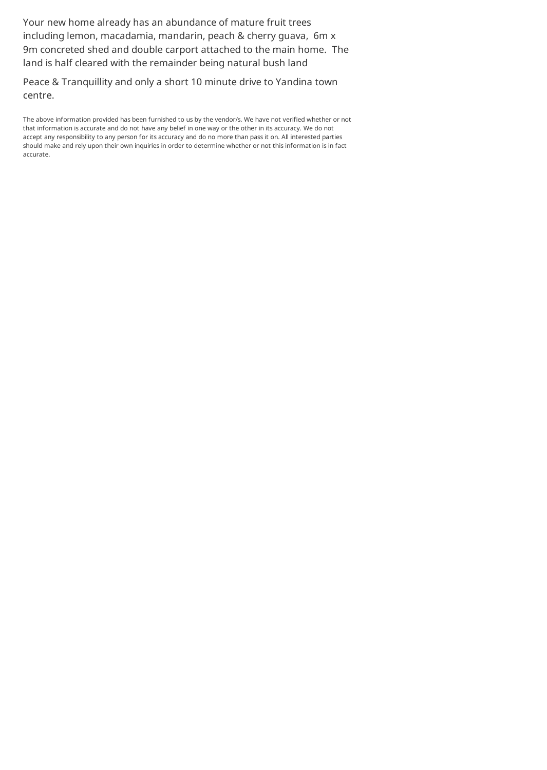Your new home already has an abundance of mature fruit trees including lemon, macadamia, mandarin, peach & cherry guava,  6m x 9m concreted shed and double carport attached to the main home.  The land is half cleared with the remainder being natural bush land

Peace & Tranquillity and only a short 10 minute drive to Yandina town centre.

The above information provided has been furnished to us by the vendor/s. We have not verified whether or not that information is accurate and do not have any belief in one way or the other in its accuracy. We do not accept any responsibility to any person for its accuracy and do no more than pass it on. All interested parties should make and rely upon their own inquiries in order to determine whether or not this information is in fact accurate.